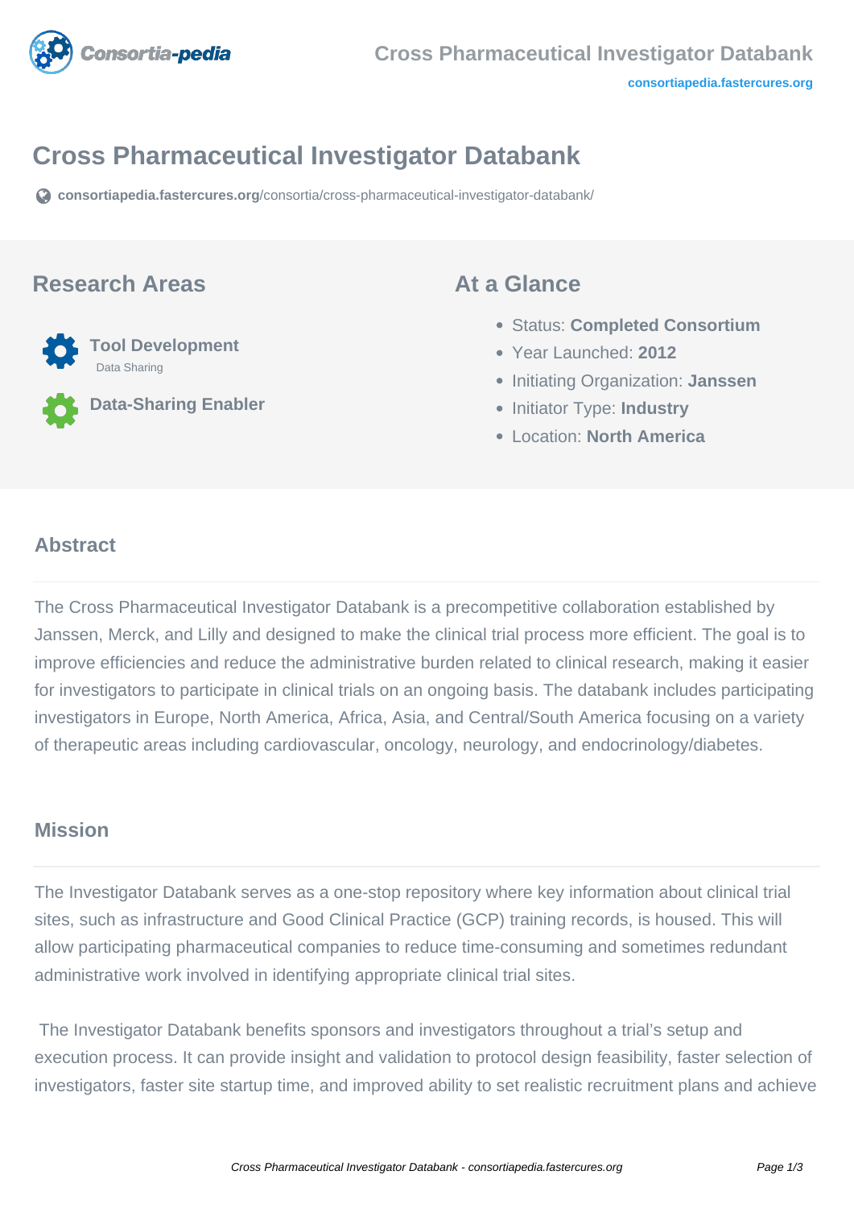# Cross Pharmaceutical Investigator Databank

consortiapedia.fastercures.org/consortia/cross-pharmaceutical-investigator-databank/

## Research Areas

**Tool Development**
Data Sharing

**Data-Sharing Enabler**

## At a Glance

- Status: **Completed Consortium**
- Year Launched: **2012**
- Initiating Organization: **Janssen**
- Initiator Type: **Industry**
- Location: **North America**

## Abstract

The Cross Pharmaceutical Investigator Databank is a precompetitive collaboration established by Janssen, Merck, and Lilly and designed to make the clinical trial process more efficient. The goal is to improve efficiencies and reduce the administrative burden related to clinical research, making it easier for investigators to participate in clinical trials on an ongoing basis. The databank includes participating investigators in Europe, North America, Africa, Asia, and Central/South America focusing on a variety of therapeutic areas including cardiovascular, oncology, neurology, and endocrinology/diabetes.

## Mission

The Investigator Databank serves as a one-stop repository where key information about clinical trial sites, such as infrastructure and Good Clinical Practice (GCP) training records, is housed. This will allow participating pharmaceutical companies to reduce time-consuming and sometimes redundant administrative work involved in identifying appropriate clinical trial sites.

The Investigator Databank benefits sponsors and investigators throughout a trial's setup and execution process. It can provide insight and validation to protocol design feasibility, faster selection of investigators, faster site startup time, and improved ability to set realistic recruitment plans and achieve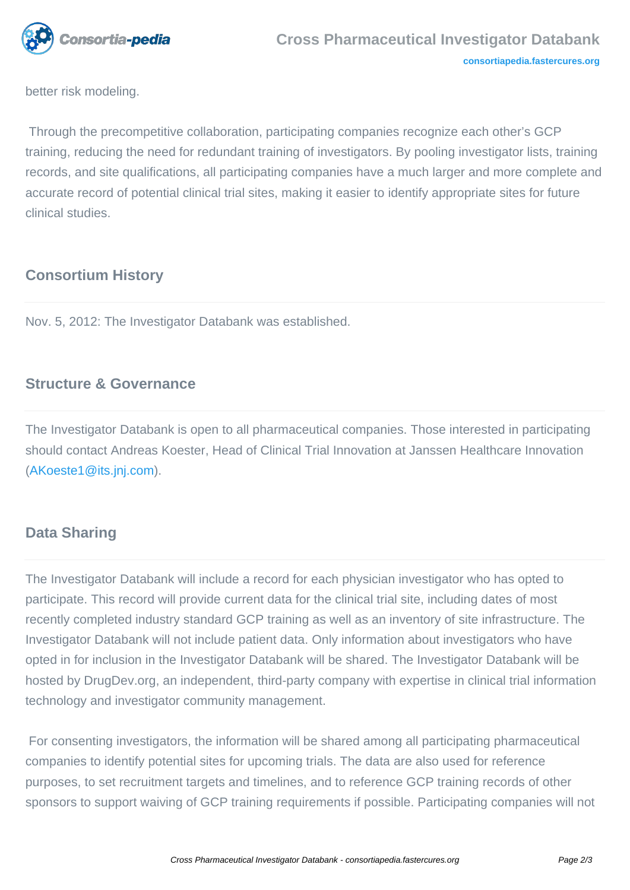better risk modeling.

Through the precompetitive collaboration, participating companies recognize each other's GCP training, reducing the need for redundant training of investigators. By pooling investigator lists, training records, and site qualifications, all participating companies have a much larger and more complete and accurate record of potential clinical trial sites, making it easier to identify appropriate sites for future clinical studies.

## Consortium History

Nov. 5, 2012: The Investigator Databank was established.

## Structure & Governance

The Investigator Databank is open to all pharmaceutical companies. Those interested in participating should contact Andreas Koester, Head of Clinical Trial Innovation at Janssen Healthcare Innovation (AKoeste1@its.jnj.com).

## Data Sharing

The Investigator Databank will include a record for each physician investigator who has opted to participate. This record will provide current data for the clinical trial site, including dates of most recently completed industry standard GCP training as well as an inventory of site infrastructure. The Investigator Databank will not include patient data. Only information about investigators who have opted in for inclusion in the Investigator Databank will be shared. The Investigator Databank will be hosted by DrugDev.org, an independent, third-party company with expertise in clinical trial information technology and investigator community management.

For consenting investigators, the information will be shared among all participating pharmaceutical companies to identify potential sites for upcoming trials. The data are also used for reference purposes, to set recruitment targets and timelines, and to reference GCP training records of other sponsors to support waiving of GCP training requirements if possible. Participating companies will not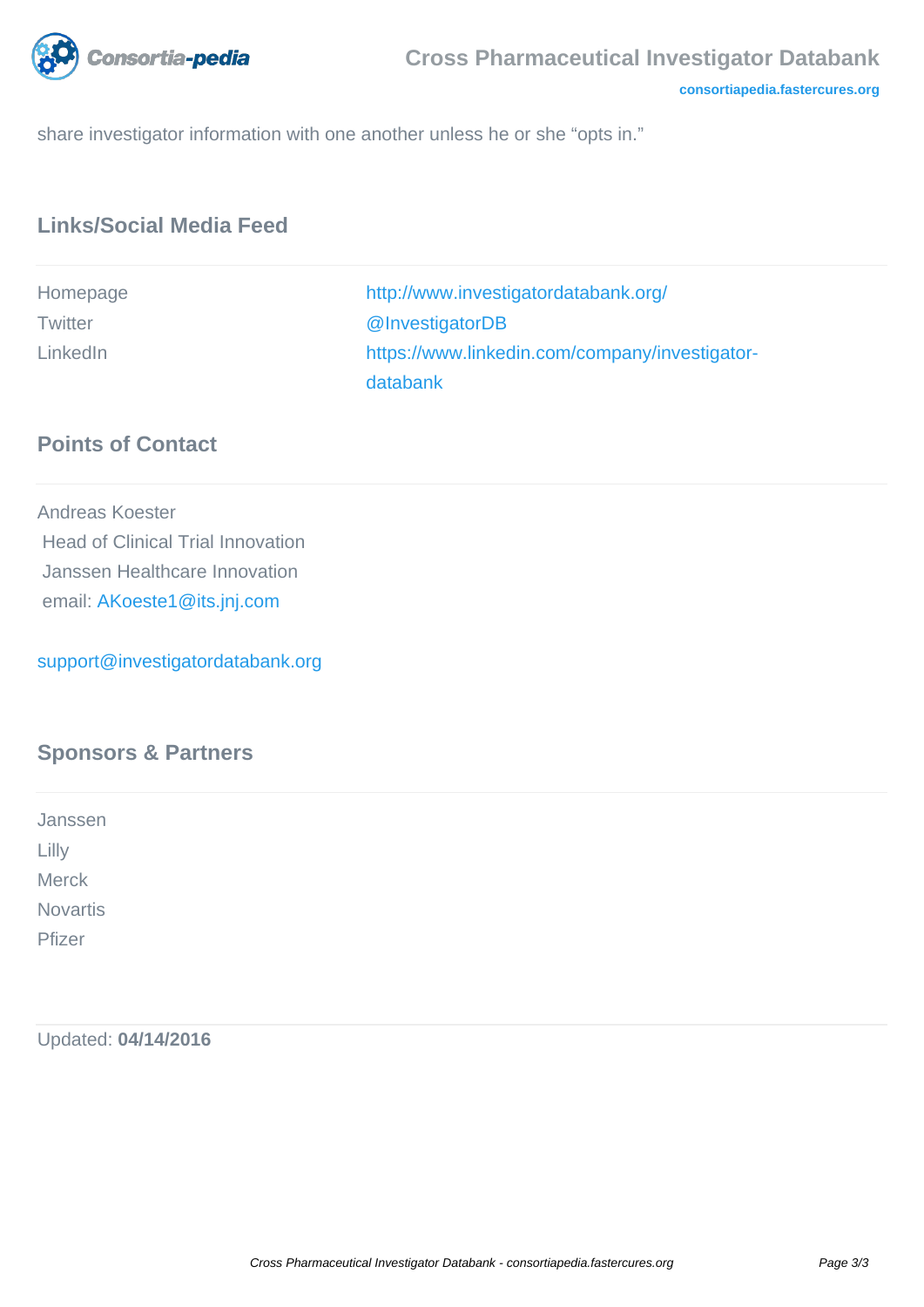share investigator information with one another unless he or she “opts in.”

## Links/Social Media Feed

| | |
|---|---|
| Homepage | http://www.investigatordatabank.org/ |
| Twitter | @InvestigatorDB |
| LinkedIn | https://www.linkedin.com/company/investigator-databank |

## Points of Contact

Andreas Koester
Head of Clinical Trial Innovation
Janssen Healthcare Innovation
email: AKoeste1@its.jnj.com

support@investigatordatabank.org

## Sponsors & Partners

Janssen
Lilly
Merck
Novartis
Pfizer

Updated: **04/14/2016**